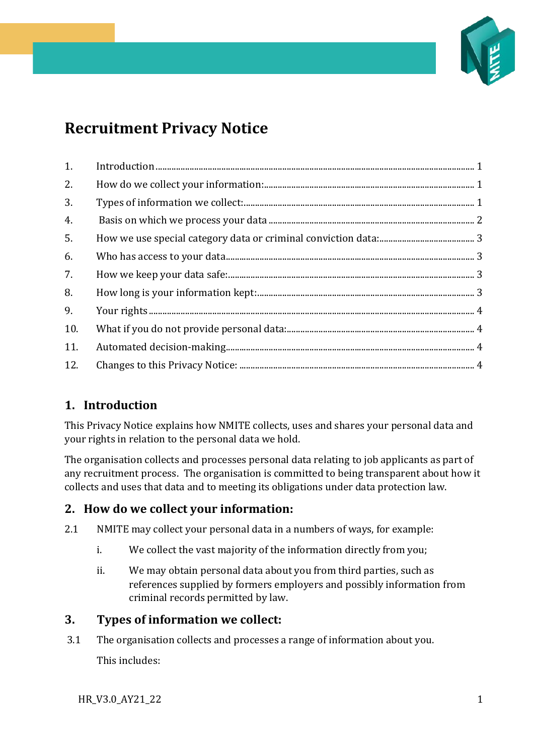# Recruitment Privacy Notice

| | | |
|---|---|---|
| 1. | Introduction | 1 |
| 2. | How do we collect your information: | 1 |
| 3. | Types of information we collect: | 1 |
| 4. | Basis on which we process your data | 2 |
| 5. | How we use special category data or criminal conviction data: | 3 |
| 6. | Who has access to your data | 3 |
| 7. | How we keep your data safe: | 3 |
| 8. | How long is your information kept: | 3 |
| 9. | Your rights | 4 |
| 10. | What if you do not provide personal data: | 4 |
| 11. | Automated decision-making | 4 |
| 12. | Changes to this Privacy Notice: | 4 |

## 1. Introduction

This Privacy Notice explains how NMITE collects, uses and shares your personal data and your rights in relation to the personal data we hold.

The organisation collects and processes personal data relating to job applicants as part of any recruitment process. The organisation is committed to being transparent about how it collects and uses that data and to meeting its obligations under data protection law.

## 2. How do we collect your information:

2.1 NMITE may collect your personal data in a numbers of ways, for example:

i. We collect the vast majority of the information directly from you;

ii. We may obtain personal data about you from third parties, such as references supplied by formers employers and possibly information from criminal records permitted by law.

## 3. Types of information we collect:

3.1 The organisation collects and processes a range of information about you.

This includes: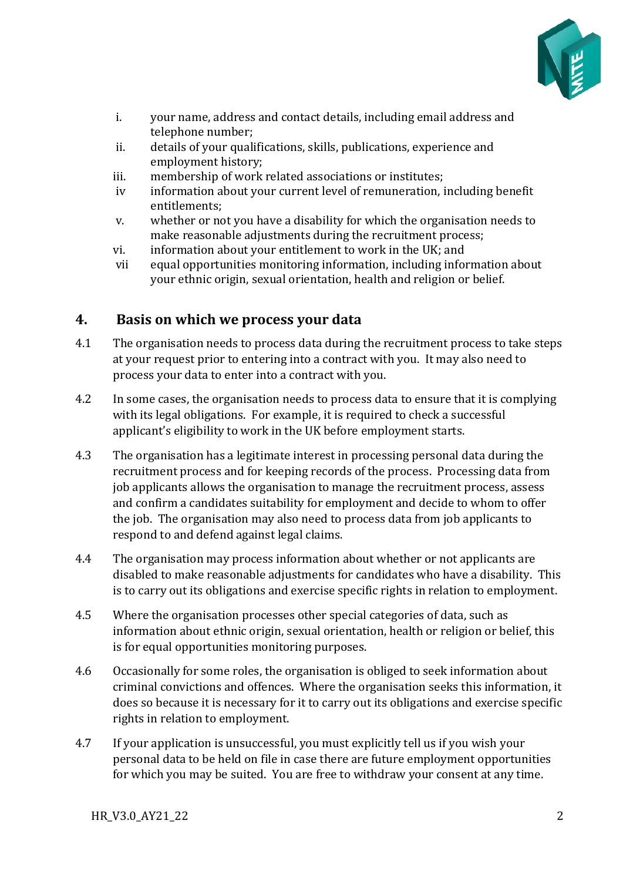i. your name, address and contact details, including email address and telephone number;
ii. details of your qualifications, skills, publications, experience and employment history;
iii. membership of work related associations or institutes;
iv information about your current level of remuneration, including benefit entitlements;
v. whether or not you have a disability for which the organisation needs to make reasonable adjustments during the recruitment process;
vi. information about your entitlement to work in the UK; and
vii equal opportunities monitoring information, including information about your ethnic origin, sexual orientation, health and religion or belief.

## 4. Basis on which we process your data

4.1 The organisation needs to process data during the recruitment process to take steps at your request prior to entering into a contract with you. It may also need to process your data to enter into a contract with you.

4.2 In some cases, the organisation needs to process data to ensure that it is complying with its legal obligations. For example, it is required to check a successful applicant's eligibility to work in the UK before employment starts.

4.3 The organisation has a legitimate interest in processing personal data during the recruitment process and for keeping records of the process. Processing data from job applicants allows the organisation to manage the recruitment process, assess and confirm a candidates suitability for employment and decide to whom to offer the job. The organisation may also need to process data from job applicants to respond to and defend against legal claims.

4.4 The organisation may process information about whether or not applicants are disabled to make reasonable adjustments for candidates who have a disability. This is to carry out its obligations and exercise specific rights in relation to employment.

4.5 Where the organisation processes other special categories of data, such as information about ethnic origin, sexual orientation, health or religion or belief, this is for equal opportunities monitoring purposes.

4.6 Occasionally for some roles, the organisation is obliged to seek information about criminal convictions and offences. Where the organisation seeks this information, it does so because it is necessary for it to carry out its obligations and exercise specific rights in relation to employment.

4.7 If your application is unsuccessful, you must explicitly tell us if you wish your personal data to be held on file in case there are future employment opportunities for which you may be suited. You are free to withdraw your consent at any time.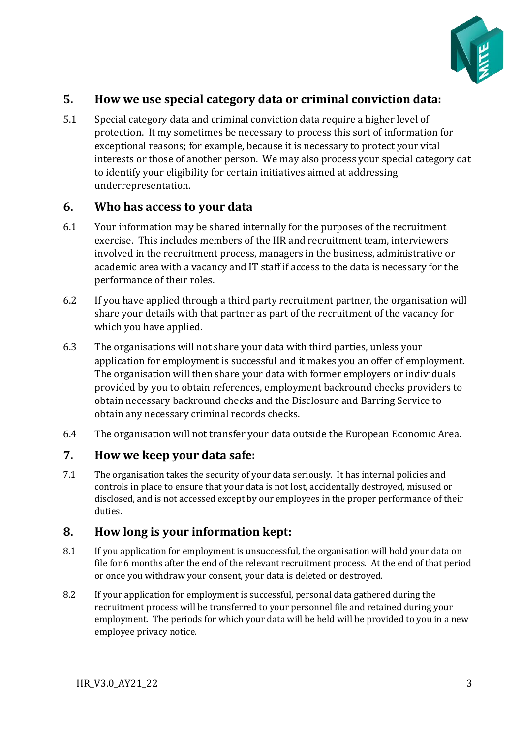## 5. How we use special category data or criminal conviction data:

5.1 Special category data and criminal conviction data require a higher level of protection. It my sometimes be necessary to process this sort of information for exceptional reasons; for example, because it is necessary to protect your vital interests or those of another person. We may also process your special category dat to identify your eligibility for certain initiatives aimed at addressing underrepresentation.

## 6. Who has access to your data

6.1 Your information may be shared internally for the purposes of the recruitment exercise. This includes members of the HR and recruitment team, interviewers involved in the recruitment process, managers in the business, administrative or academic area with a vacancy and IT staff if access to the data is necessary for the performance of their roles.

6.2 If you have applied through a third party recruitment partner, the organisation will share your details with that partner as part of the recruitment of the vacancy for which you have applied.

6.3 The organisations will not share your data with third parties, unless your application for employment is successful and it makes you an offer of employment. The organisation will then share your data with former employers or individuals provided by you to obtain references, employment backround checks providers to obtain necessary backround checks and the Disclosure and Barring Service to obtain any necessary criminal records checks.

6.4 The organisation will not transfer your data outside the European Economic Area.

## 7. How we keep your data safe:

7.1 The organisation takes the security of your data seriously. It has internal policies and controls in place to ensure that your data is not lost, accidentally destroyed, misused or disclosed, and is not accessed except by our employees in the proper performance of their duties.

## 8. How long is your information kept:

8.1 If you application for employment is unsuccessful, the organisation will hold your data on file for 6 months after the end of the relevant recruitment process. At the end of that period or once you withdraw your consent, your data is deleted or destroyed.

8.2 If your application for employment is successful, personal data gathered during the recruitment process will be transferred to your personnel file and retained during your employment. The periods for which your data will be held will be provided to you in a new employee privacy notice.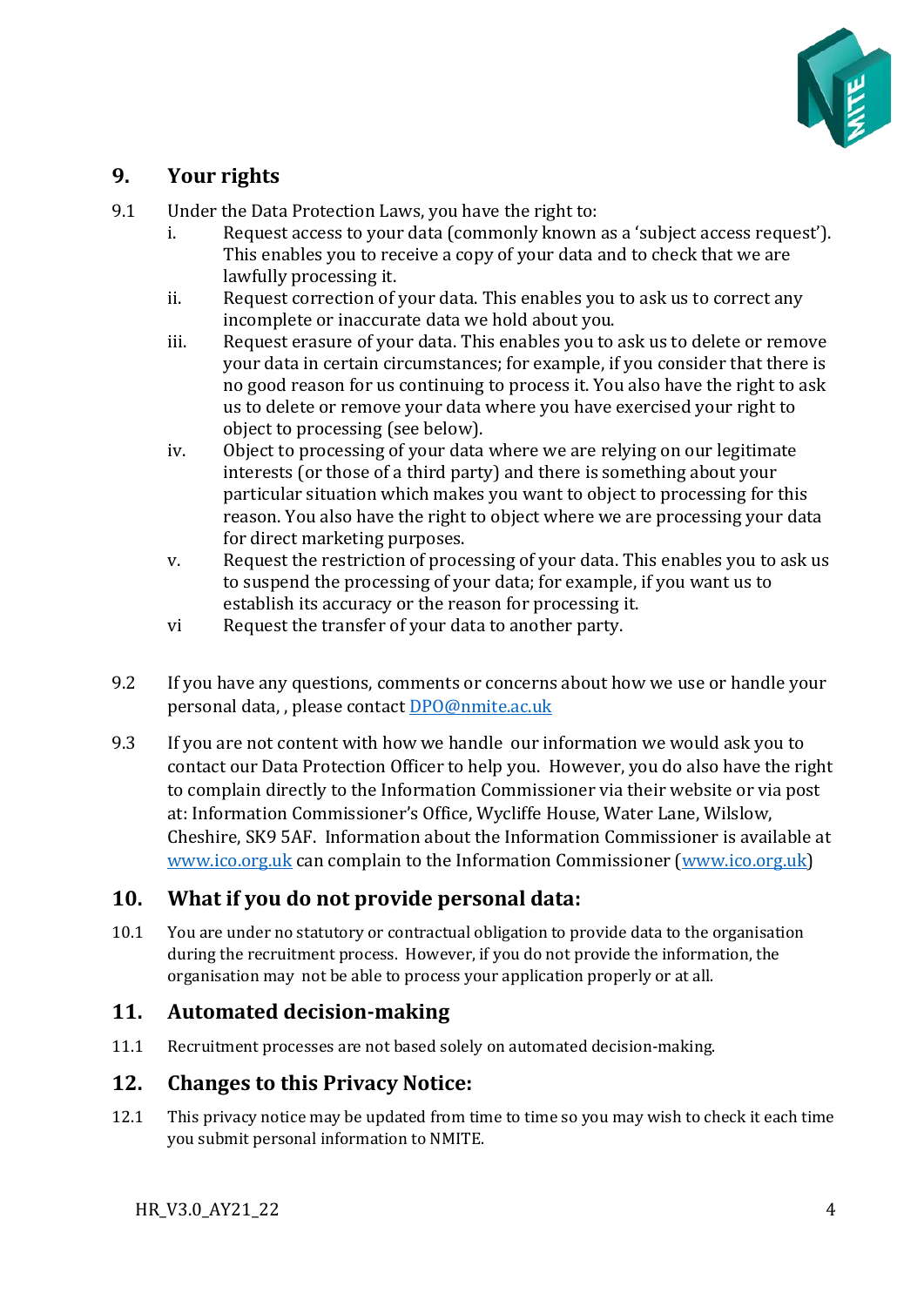## 9. Your rights

9.1 Under the Data Protection Laws, you have the right to:

i. Request access to your data (commonly known as a 'subject access request'). This enables you to receive a copy of your data and to check that we are lawfully processing it.

ii. Request correction of your data. This enables you to ask us to correct any incomplete or inaccurate data we hold about you.

iii. Request erasure of your data. This enables you to ask us to delete or remove your data in certain circumstances; for example, if you consider that there is no good reason for us continuing to process it. You also have the right to ask us to delete or remove your data where you have exercised your right to object to processing (see below).

iv. Object to processing of your data where we are relying on our legitimate interests (or those of a third party) and there is something about your particular situation which makes you want to object to processing for this reason. You also have the right to object where we are processing your data for direct marketing purposes.

v. Request the restriction of processing of your data. This enables you to ask us to suspend the processing of your data; for example, if you want us to establish its accuracy or the reason for processing it.

vi Request the transfer of your data to another party.

9.2 If you have any questions, comments or concerns about how we use or handle your personal data, , please contact DPO@nmite.ac.uk

9.3 If you are not content with how we handle our information we would ask you to contact our Data Protection Officer to help you. However, you do also have the right to complain directly to the Information Commissioner via their website or via post at: Information Commissioner's Office, Wycliffe House, Water Lane, Wilslow, Cheshire, SK9 5AF. Information about the Information Commissioner is available at www.ico.org.uk can complain to the Information Commissioner (www.ico.org.uk)

## 10. What if you do not provide personal data:

10.1 You are under no statutory or contractual obligation to provide data to the organisation during the recruitment process. However, if you do not provide the information, the organisation may not be able to process your application properly or at all.

## 11. Automated decision-making

11.1 Recruitment processes are not based solely on automated decision-making.

## 12. Changes to this Privacy Notice:

12.1 This privacy notice may be updated from time to time so you may wish to check it each time you submit personal information to NMITE.

HR_V3.0_AY21_22